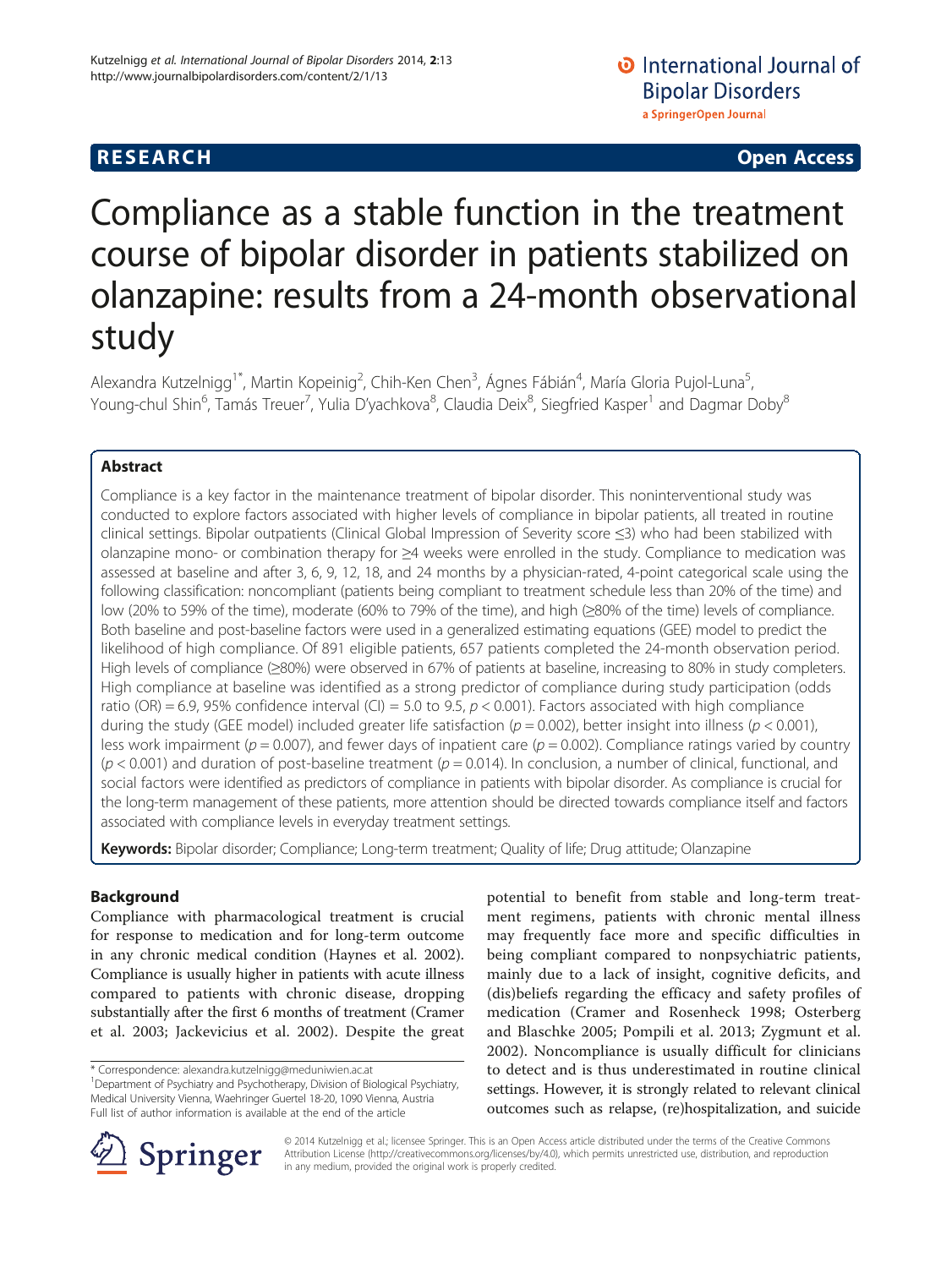**RESEARCH** **Open Access**

# Compliance as a stable function in the treatment course of bipolar disorder in patients stabilized on olanzapine: results from a 24-month observational study

Alexandra Kutzelnigg[1*], Martin Kopeinig[2], Chih-Ken Chen[3], Ágnes Fábián[4], María Gloria Pujol-Luna[5], Young-chul Shin[6], Tamás Treuer[7], Yulia D'yachkova[8], Claudia Deix[8], Siegfried Kasper[1] and Dagmar Doby[8]

## Abstract

Compliance is a key factor in the maintenance treatment of bipolar disorder. This noninterventional study was conducted to explore factors associated with higher levels of compliance in bipolar patients, all treated in routine clinical settings. Bipolar outpatients (Clinical Global Impression of Severity score ≤3) who had been stabilized with olanzapine mono- or combination therapy for ≥4 weeks were enrolled in the study. Compliance to medication was assessed at baseline and after 3, 6, 9, 12, 18, and 24 months by a physician-rated, 4-point categorical scale using the following classification: noncompliant (patients being compliant to treatment schedule less than 20% of the time) and low (20% to 59% of the time), moderate (60% to 79% of the time), and high (≥80% of the time) levels of compliance. Both baseline and post-baseline factors were used in a generalized estimating equations (GEE) model to predict the likelihood of high compliance. Of 891 eligible patients, 657 patients completed the 24-month observation period. High levels of compliance (≥80%) were observed in 67% of patients at baseline, increasing to 80% in study completers. High compliance at baseline was identified as a strong predictor of compliance during study participation (odds ratio (OR) = 6.9, 95% confidence interval (CI) = 5.0 to 9.5, $p < 0.001$). Factors associated with high compliance during the study (GEE model) included greater life satisfaction ($p = 0.002$), better insight into illness ($p < 0.001$), less work impairment ($p = 0.007$), and fewer days of inpatient care ($p = 0.002$). Compliance ratings varied by country ($p < 0.001$) and duration of post-baseline treatment ($p = 0.014$). In conclusion, a number of clinical, functional, and social factors were identified as predictors of compliance in patients with bipolar disorder. As compliance is crucial for the long-term management of these patients, more attention should be directed towards compliance itself and factors associated with compliance levels in everyday treatment settings.

**Keywords:** Bipolar disorder; Compliance; Long-term treatment; Quality of life; Drug attitude; Olanzapine

## Background

Compliance with pharmacological treatment is crucial for response to medication and for long-term outcome in any chronic medical condition (Haynes et al. 2002). Compliance is usually higher in patients with acute illness compared to patients with chronic disease, dropping substantially after the first 6 months of treatment (Cramer et al. 2003; Jackevicius et al. 2002). Despite the great potential to benefit from stable and long-term treatment regimens, patients with chronic mental illness may frequently face more and specific difficulties in being compliant compared to nonpsychiatric patients, mainly due to a lack of insight, cognitive deficits, and (dis)beliefs regarding the efficacy and safety profiles of medication (Cramer and Rosenheck 1998; Osterberg and Blaschke 2005; Pompili et al. 2013; Zygmunt et al. 2002). Noncompliance is usually difficult for clinicians to detect and is thus underestimated in routine clinical settings. However, it is strongly related to relevant clinical outcomes such as relapse, (re)hospitalization, and suicide

\* Correspondence: alexandra.kutzelnigg@meduniwien.ac.at
[1]Department of Psychiatry and Psychotherapy, Division of Biological Psychiatry, Medical University Vienna, Waehringer Guertel 18-20, 1090 Vienna, Austria
Full list of author information is available at the end of the article

© 2014 Kutzelnigg et al.; licensee Springer. This is an Open Access article distributed under the terms of the Creative Commons Attribution License (http://creativecommons.org/licenses/by/4.0), which permits unrestricted use, distribution, and reproduction in any medium, provided the original work is properly credited.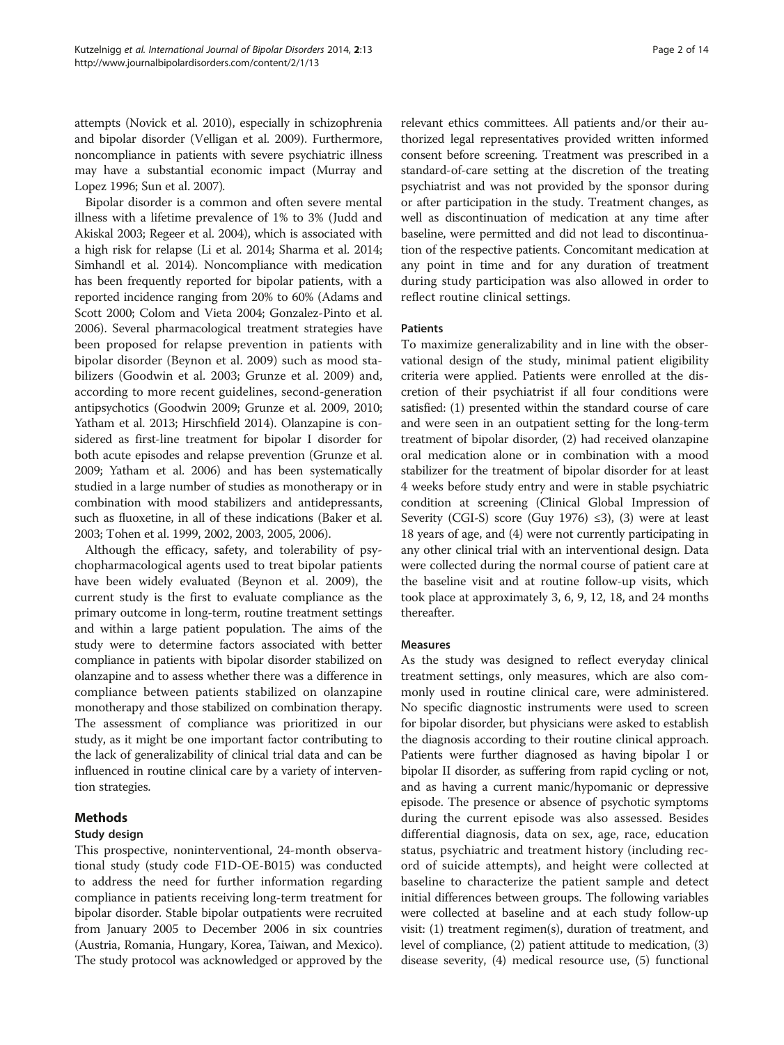attempts (Novick et al. 2010), especially in schizophrenia and bipolar disorder (Velligan et al. 2009). Furthermore, noncompliance in patients with severe psychiatric illness may have a substantial economic impact (Murray and Lopez 1996; Sun et al. 2007).

Bipolar disorder is a common and often severe mental illness with a lifetime prevalence of 1% to 3% (Judd and Akiskal 2003; Regeer et al. 2004), which is associated with a high risk for relapse (Li et al. 2014; Sharma et al. 2014; Simhandl et al. 2014). Noncompliance with medication has been frequently reported for bipolar patients, with a reported incidence ranging from 20% to 60% (Adams and Scott 2000; Colom and Vieta 2004; Gonzalez-Pinto et al. 2006). Several pharmacological treatment strategies have been proposed for relapse prevention in patients with bipolar disorder (Beynon et al. 2009) such as mood stabilizers (Goodwin et al. 2003; Grunze et al. 2009) and, according to more recent guidelines, second-generation antipsychotics (Goodwin 2009; Grunze et al. 2009, 2010; Yatham et al. 2013; Hirschfield 2014). Olanzapine is considered as first-line treatment for bipolar I disorder for both acute episodes and relapse prevention (Grunze et al. 2009; Yatham et al. 2006) and has been systematically studied in a large number of studies as monotherapy or in combination with mood stabilizers and antidepressants, such as fluoxetine, in all of these indications (Baker et al. 2003; Tohen et al. 1999, 2002, 2003, 2005, 2006).

Although the efficacy, safety, and tolerability of psychopharmacological agents used to treat bipolar patients have been widely evaluated (Beynon et al. 2009), the current study is the first to evaluate compliance as the primary outcome in long-term, routine treatment settings and within a large patient population. The aims of the study were to determine factors associated with better compliance in patients with bipolar disorder stabilized on olanzapine and to assess whether there was a difference in compliance between patients stabilized on olanzapine monotherapy and those stabilized on combination therapy. The assessment of compliance was prioritized in our study, as it might be one important factor contributing to the lack of generalizability of clinical trial data and can be influenced in routine clinical care by a variety of intervention strategies.

## Methods

### Study design

This prospective, noninterventional, 24-month observational study (study code F1D-OE-B015) was conducted to address the need for further information regarding compliance in patients receiving long-term treatment for bipolar disorder. Stable bipolar outpatients were recruited from January 2005 to December 2006 in six countries (Austria, Romania, Hungary, Korea, Taiwan, and Mexico). The study protocol was acknowledged or approved by the relevant ethics committees. All patients and/or their authorized legal representatives provided written informed consent before screening. Treatment was prescribed in a standard-of-care setting at the discretion of the treating psychiatrist and was not provided by the sponsor during or after participation in the study. Treatment changes, as well as discontinuation of medication at any time after baseline, were permitted and did not lead to discontinuation of the respective patients. Concomitant medication at any point in time and for any duration of treatment during study participation was also allowed in order to reflect routine clinical settings.

### Patients

To maximize generalizability and in line with the observational design of the study, minimal patient eligibility criteria were applied. Patients were enrolled at the discretion of their psychiatrist if all four conditions were satisfied: (1) presented within the standard course of care and were seen in an outpatient setting for the long-term treatment of bipolar disorder, (2) had received olanzapine oral medication alone or in combination with a mood stabilizer for the treatment of bipolar disorder for at least 4 weeks before study entry and were in stable psychiatric condition at screening (Clinical Global Impression of Severity (CGI-S) score (Guy 1976) ≤3), (3) were at least 18 years of age, and (4) were not currently participating in any other clinical trial with an interventional design. Data were collected during the normal course of patient care at the baseline visit and at routine follow-up visits, which took place at approximately 3, 6, 9, 12, 18, and 24 months thereafter.

### Measures

As the study was designed to reflect everyday clinical treatment settings, only measures, which are also commonly used in routine clinical care, were administered. No specific diagnostic instruments were used to screen for bipolar disorder, but physicians were asked to establish the diagnosis according to their routine clinical approach. Patients were further diagnosed as having bipolar I or bipolar II disorder, as suffering from rapid cycling or not, and as having a current manic/hypomanic or depressive episode. The presence or absence of psychotic symptoms during the current episode was also assessed. Besides differential diagnosis, data on sex, age, race, education status, psychiatric and treatment history (including record of suicide attempts), and height were collected at baseline to characterize the patient sample and detect initial differences between groups. The following variables were collected at baseline and at each study follow-up visit: (1) treatment regimen(s), duration of treatment, and level of compliance, (2) patient attitude to medication, (3) disease severity, (4) medical resource use, (5) functional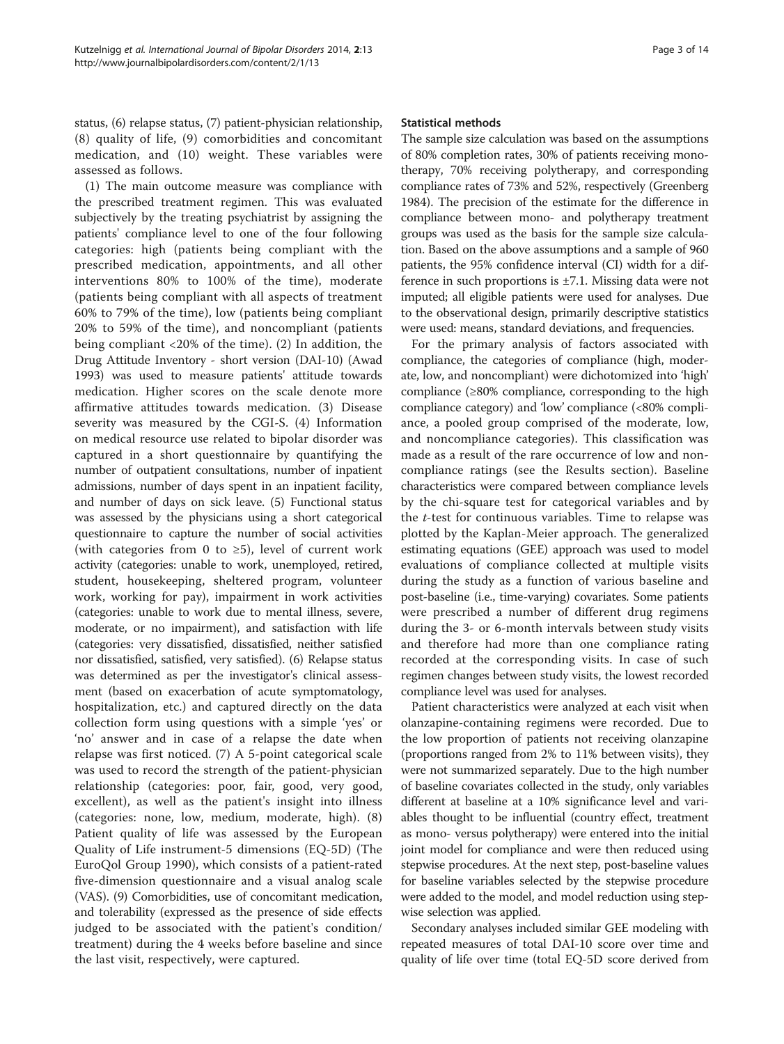status, (6) relapse status, (7) patient-physician relationship, (8) quality of life, (9) comorbidities and concomitant medication, and (10) weight. These variables were assessed as follows.

(1) The main outcome measure was compliance with the prescribed treatment regimen. This was evaluated subjectively by the treating psychiatrist by assigning the patients' compliance level to one of the four following categories: high (patients being compliant with the prescribed medication, appointments, and all other interventions 80% to 100% of the time), moderate (patients being compliant with all aspects of treatment 60% to 79% of the time), low (patients being compliant 20% to 59% of the time), and noncompliant (patients being compliant <20% of the time). (2) In addition, the Drug Attitude Inventory - short version (DAI-10) (Awad 1993) was used to measure patients' attitude towards medication. Higher scores on the scale denote more affirmative attitudes towards medication. (3) Disease severity was measured by the CGI-S. (4) Information on medical resource use related to bipolar disorder was captured in a short questionnaire by quantifying the number of outpatient consultations, number of inpatient admissions, number of days spent in an inpatient facility, and number of days on sick leave. (5) Functional status was assessed by the physicians using a short categorical questionnaire to capture the number of social activities (with categories from 0 to ≥5), level of current work activity (categories: unable to work, unemployed, retired, student, housekeeping, sheltered program, volunteer work, working for pay), impairment in work activities (categories: unable to work due to mental illness, severe, moderate, or no impairment), and satisfaction with life (categories: very dissatisfied, dissatisfied, neither satisfied nor dissatisfied, satisfied, very satisfied). (6) Relapse status was determined as per the investigator's clinical assessment (based on exacerbation of acute symptomatology, hospitalization, etc.) and captured directly on the data collection form using questions with a simple 'yes' or 'no' answer and in case of a relapse the date when relapse was first noticed. (7) A 5-point categorical scale was used to record the strength of the patient-physician relationship (categories: poor, fair, good, very good, excellent), as well as the patient's insight into illness (categories: none, low, medium, moderate, high). (8) Patient quality of life was assessed by the European Quality of Life instrument-5 dimensions (EQ-5D) (The EuroQol Group 1990), which consists of a patient-rated five-dimension questionnaire and a visual analog scale (VAS). (9) Comorbidities, use of concomitant medication, and tolerability (expressed as the presence of side effects judged to be associated with the patient's condition/treatment) during the 4 weeks before baseline and since the last visit, respectively, were captured.

#### Statistical methods

The sample size calculation was based on the assumptions of 80% completion rates, 30% of patients receiving monotherapy, 70% receiving polytherapy, and corresponding compliance rates of 73% and 52%, respectively (Greenberg 1984). The precision of the estimate for the difference in compliance between mono- and polytherapy treatment groups was used as the basis for the sample size calculation. Based on the above assumptions and a sample of 960 patients, the 95% confidence interval (CI) width for a difference in such proportions is ±7.1. Missing data were not imputed; all eligible patients were used for analyses. Due to the observational design, primarily descriptive statistics were used: means, standard deviations, and frequencies.

For the primary analysis of factors associated with compliance, the categories of compliance (high, moderate, low, and noncompliant) were dichotomized into 'high' compliance (≥80% compliance, corresponding to the high compliance category) and 'low' compliance (<80% compliance, a pooled group comprised of the moderate, low, and noncompliance categories). This classification was made as a result of the rare occurrence of low and noncompliance ratings (see the Results section). Baseline characteristics were compared between compliance levels by the chi-square test for categorical variables and by the *t*-test for continuous variables. Time to relapse was plotted by the Kaplan-Meier approach. The generalized estimating equations (GEE) approach was used to model evaluations of compliance collected at multiple visits during the study as a function of various baseline and post-baseline (i.e., time-varying) covariates. Some patients were prescribed a number of different drug regimens during the 3- or 6-month intervals between study visits and therefore had more than one compliance rating recorded at the corresponding visits. In case of such regimen changes between study visits, the lowest recorded compliance level was used for analyses.

Patient characteristics were analyzed at each visit when olanzapine-containing regimens were recorded. Due to the low proportion of patients not receiving olanzapine (proportions ranged from 2% to 11% between visits), they were not summarized separately. Due to the high number of baseline covariates collected in the study, only variables different at baseline at a 10% significance level and variables thought to be influential (country effect, treatment as mono- versus polytherapy) were entered into the initial joint model for compliance and were then reduced using stepwise procedures. At the next step, post-baseline values for baseline variables selected by the stepwise procedure were added to the model, and model reduction using stepwise selection was applied.

Secondary analyses included similar GEE modeling with repeated measures of total DAI-10 score over time and quality of life over time (total EQ-5D score derived from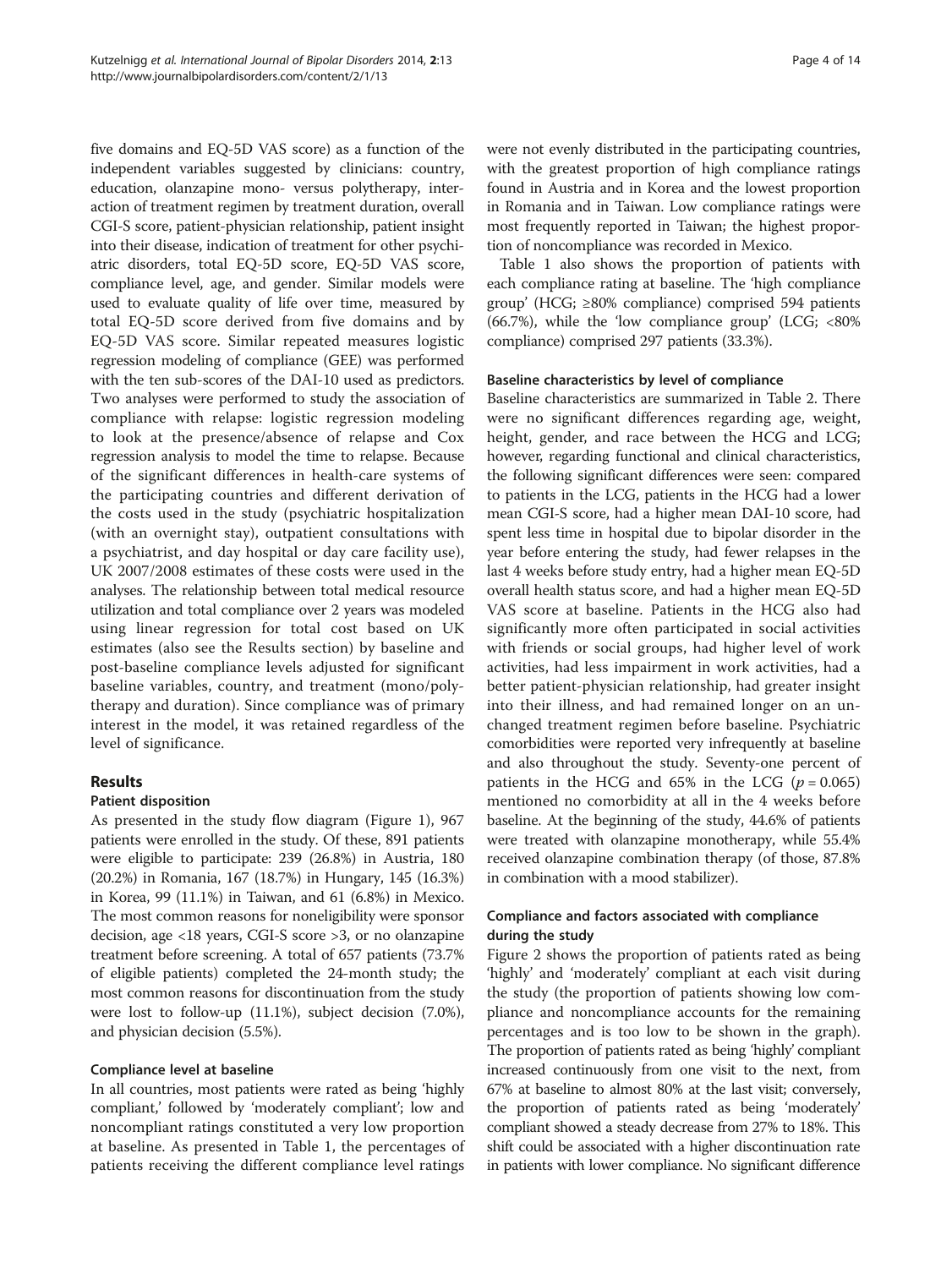five domains and EQ-5D VAS score) as a function of the independent variables suggested by clinicians: country, education, olanzapine mono- versus polytherapy, interaction of treatment regimen by treatment duration, overall CGI-S score, patient-physician relationship, patient insight into their disease, indication of treatment for other psychiatric disorders, total EQ-5D score, EQ-5D VAS score, compliance level, age, and gender. Similar models were used to evaluate quality of life over time, measured by total EQ-5D score derived from five domains and by EQ-5D VAS score. Similar repeated measures logistic regression modeling of compliance (GEE) was performed with the ten sub-scores of the DAI-10 used as predictors. Two analyses were performed to study the association of compliance with relapse: logistic regression modeling to look at the presence/absence of relapse and Cox regression analysis to model the time to relapse. Because of the significant differences in health-care systems of the participating countries and different derivation of the costs used in the study (psychiatric hospitalization (with an overnight stay), outpatient consultations with a psychiatrist, and day hospital or day care facility use), UK 2007/2008 estimates of these costs were used in the analyses. The relationship between total medical resource utilization and total compliance over 2 years was modeled using linear regression for total cost based on UK estimates (also see the Results section) by baseline and post-baseline compliance levels adjusted for significant baseline variables, country, and treatment (mono/polytherapy and duration). Since compliance was of primary interest in the model, it was retained regardless of the level of significance.

## Results

### Patient disposition

As presented in the study flow diagram (Figure 1), 967 patients were enrolled in the study. Of these, 891 patients were eligible to participate: 239 (26.8%) in Austria, 180 (20.2%) in Romania, 167 (18.7%) in Hungary, 145 (16.3%) in Korea, 99 (11.1%) in Taiwan, and 61 (6.8%) in Mexico. The most common reasons for noneligibility were sponsor decision, age <18 years, CGI-S score >3, or no olanzapine treatment before screening. A total of 657 patients (73.7% of eligible patients) completed the 24-month study; the most common reasons for discontinuation from the study were lost to follow-up (11.1%), subject decision (7.0%), and physician decision (5.5%).

### Compliance level at baseline

In all countries, most patients were rated as being 'highly compliant,' followed by 'moderately compliant'; low and noncompliant ratings constituted a very low proportion at baseline. As presented in Table 1, the percentages of patients receiving the different compliance level ratings were not evenly distributed in the participating countries, with the greatest proportion of high compliance ratings found in Austria and in Korea and the lowest proportion in Romania and in Taiwan. Low compliance ratings were most frequently reported in Taiwan; the highest proportion of noncompliance was recorded in Mexico.

Table 1 also shows the proportion of patients with each compliance rating at baseline. The 'high compliance group' (HCG; ≥80% compliance) comprised 594 patients (66.7%), while the 'low compliance group' (LCG; <80% compliance) comprised 297 patients (33.3%).

### Baseline characteristics by level of compliance

Baseline characteristics are summarized in Table 2. There were no significant differences regarding age, weight, height, gender, and race between the HCG and LCG; however, regarding functional and clinical characteristics, the following significant differences were seen: compared to patients in the LCG, patients in the HCG had a lower mean CGI-S score, had a higher mean DAI-10 score, had spent less time in hospital due to bipolar disorder in the year before entering the study, had fewer relapses in the last 4 weeks before study entry, had a higher mean EQ-5D overall health status score, and had a higher mean EQ-5D VAS score at baseline. Patients in the HCG also had significantly more often participated in social activities with friends or social groups, had higher level of work activities, had less impairment in work activities, had a better patient-physician relationship, had greater insight into their illness, and had remained longer on an unchanged treatment regimen before baseline. Psychiatric comorbidities were reported very infrequently at baseline and also throughout the study. Seventy-one percent of patients in the HCG and 65% in the LCG ($p = 0.065$) mentioned no comorbidity at all in the 4 weeks before baseline. At the beginning of the study, 44.6% of patients were treated with olanzapine monotherapy, while 55.4% received olanzapine combination therapy (of those, 87.8% in combination with a mood stabilizer).

### Compliance and factors associated with compliance during the study

Figure 2 shows the proportion of patients rated as being 'highly' and 'moderately' compliant at each visit during the study (the proportion of patients showing low compliance and noncompliance accounts for the remaining percentages and is too low to be shown in the graph). The proportion of patients rated as being 'highly' compliant increased continuously from one visit to the next, from 67% at baseline to almost 80% at the last visit; conversely, the proportion of patients rated as being 'moderately' compliant showed a steady decrease from 27% to 18%. This shift could be associated with a higher discontinuation rate in patients with lower compliance. No significant difference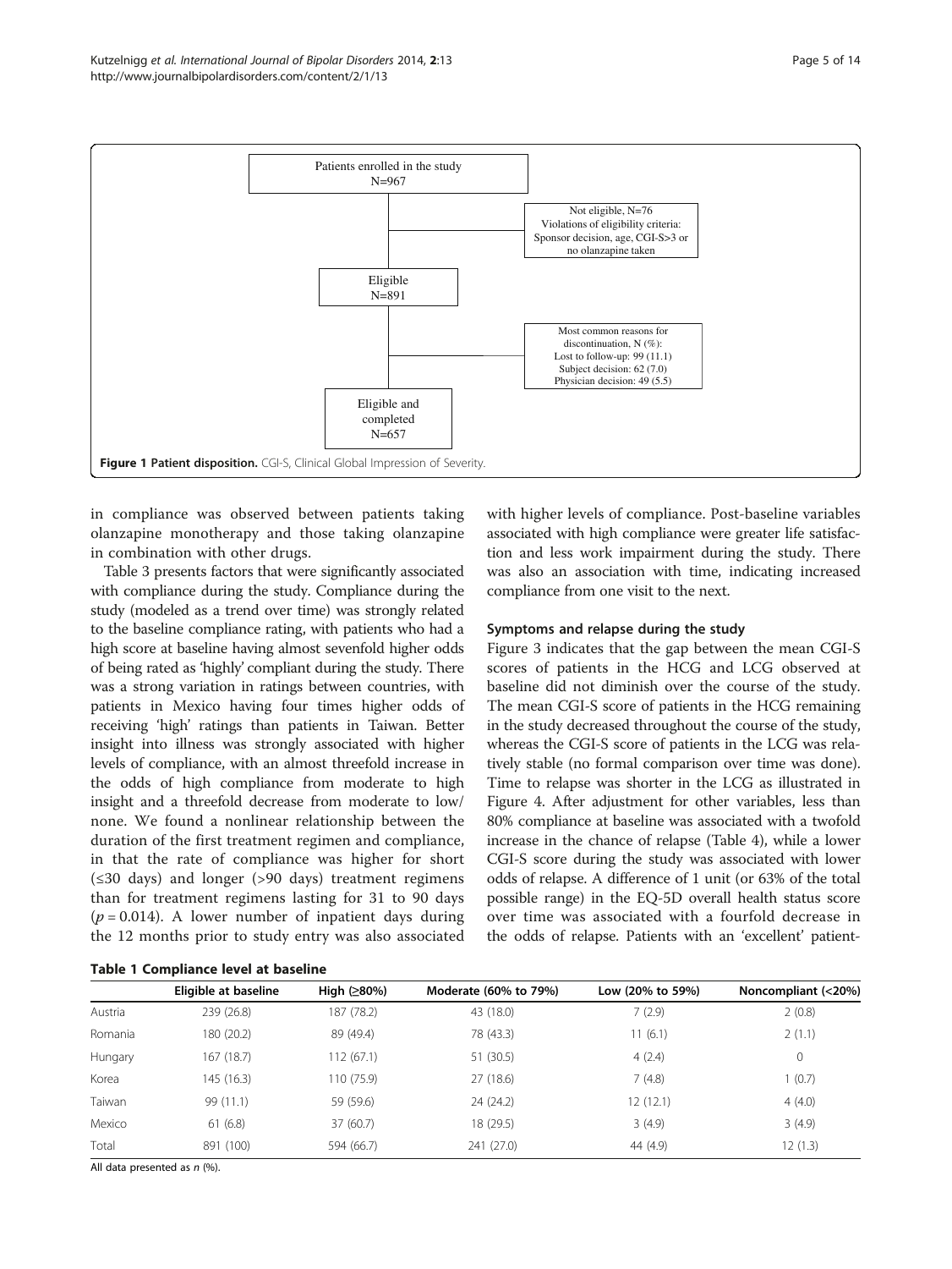Patients enrolled in the study
N=967

Not eligible, N=76
Violations of eligibility criteria:
Sponsor decision, age, CGI-S>3 or no olanzapine taken

Eligible
N=891

Most common reasons for discontinuation, N (%):
Lost to follow-up: 99 (11.1)
Subject decision: 62 (7.0)
Physician decision: 49 (5.5)

Eligible and completed
N=657

**Figure 1 Patient disposition.** CGI-S, Clinical Global Impression of Severity.

in compliance was observed between patients taking olanzapine monotherapy and those taking olanzapine in combination with other drugs.

Table 3 presents factors that were significantly associated with compliance during the study. Compliance during the study (modeled as a trend over time) was strongly related to the baseline compliance rating, with patients who had a high score at baseline having almost sevenfold higher odds of being rated as 'highly' compliant during the study. There was a strong variation in ratings between countries, with patients in Mexico having four times higher odds of receiving 'high' ratings than patients in Taiwan. Better insight into illness was strongly associated with higher levels of compliance, with an almost threefold increase in the odds of high compliance from moderate to high insight and a threefold decrease from moderate to low/none. We found a nonlinear relationship between the duration of the first treatment regimen and compliance, in that the rate of compliance was higher for short (≤30 days) and longer (>90 days) treatment regimens than for treatment regimens lasting for 31 to 90 days ($p = 0.014$). A lower number of inpatient days during the 12 months prior to study entry was also associated with higher levels of compliance. Post-baseline variables associated with high compliance were greater life satisfaction and less work impairment during the study. There was also an association with time, indicating increased compliance from one visit to the next.

### Symptoms and relapse during the study

Figure 3 indicates that the gap between the mean CGI-S scores of patients in the HCG and LCG observed at baseline did not diminish over the course of the study. The mean CGI-S score of patients in the HCG remaining in the study decreased throughout the course of the study, whereas the CGI-S score of patients in the LCG was relatively stable (no formal comparison over time was done). Time to relapse was shorter in the LCG as illustrated in Figure 4. After adjustment for other variables, less than 80% compliance at baseline was associated with a twofold increase in the chance of relapse (Table 4), while a lower CGI-S score during the study was associated with lower odds of relapse. A difference of 1 unit (or 63% of the total possible range) in the EQ-5D overall health status score over time was associated with a fourfold decrease in the odds of relapse. Patients with an 'excellent' patient-

**Table 1 Compliance level at baseline**

| | Eligible at baseline | High (≥80%) | Moderate (60% to 79%) | Low (20% to 59%) | Noncompliant (<20%) |
|---|---|---|---|---|---|
| Austria | 239 (26.8) | 187 (78.2) | 43 (18.0) | 7 (2.9) | 2 (0.8) |
| Romania | 180 (20.2) | 89 (49.4) | 78 (43.3) | 11 (6.1) | 2 (1.1) |
| Hungary | 167 (18.7) | 112 (67.1) | 51 (30.5) | 4 (2.4) | 0 |
| Korea | 145 (16.3) | 110 (75.9) | 27 (18.6) | 7 (4.8) | 1 (0.7) |
| Taiwan | 99 (11.1) | 59 (59.6) | 24 (24.2) | 12 (12.1) | 4 (4.0) |
| Mexico | 61 (6.8) | 37 (60.7) | 18 (29.5) | 3 (4.9) | 3 (4.9) |
| Total | 891 (100) | 594 (66.7) | 241 (27.0) | 44 (4.9) | 12 (1.3) |

All data presented as *n* (%).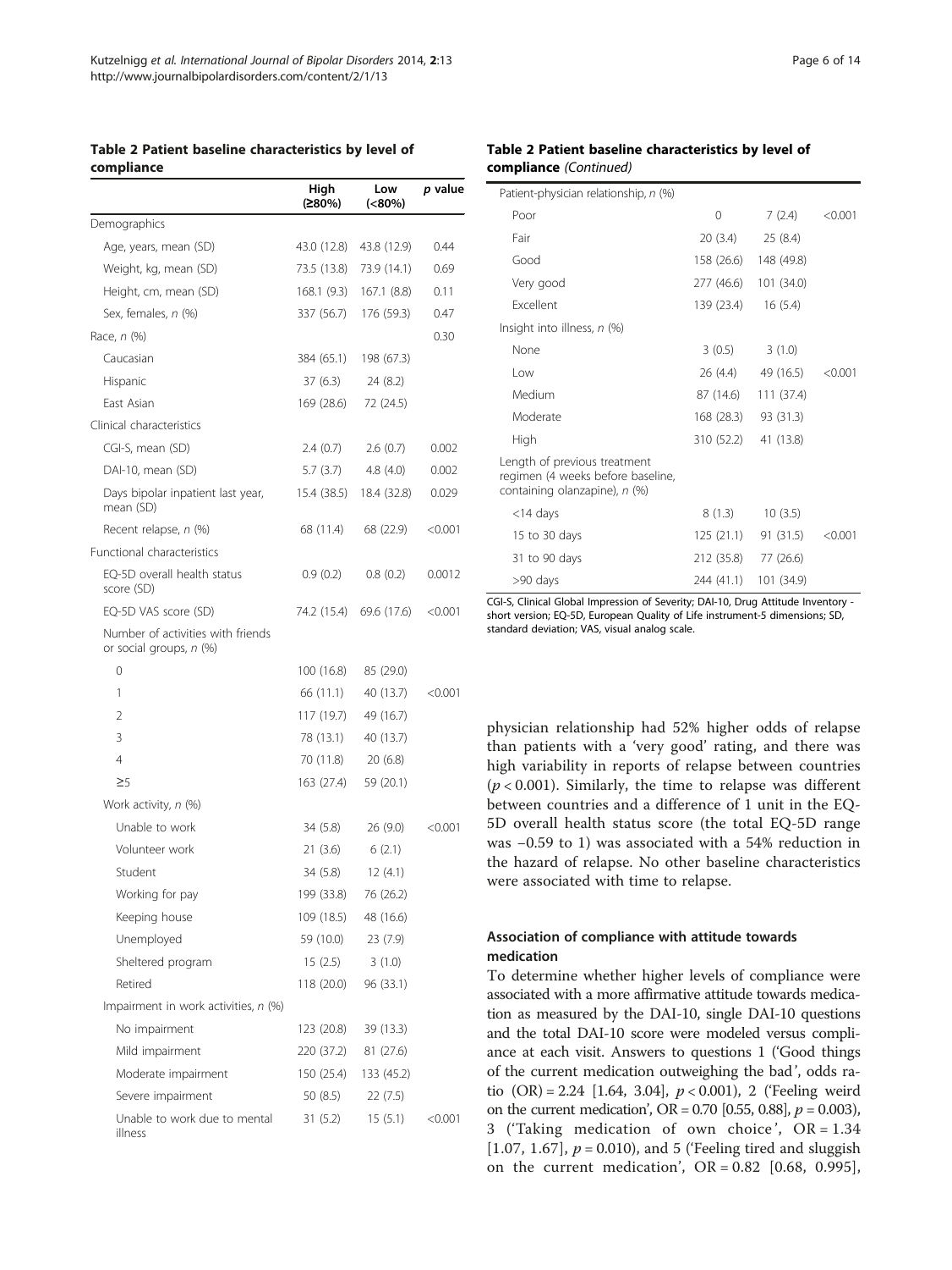**Table 2 Patient baseline characteristics by level of compliance**

| | High (≥80%) | Low (<80%) | *p* value |
|---|---|---|---|
| Demographics | | | |
| Age, years, mean (SD) | 43.0 (12.8) | 43.8 (12.9) | 0.44 |
| Weight, kg, mean (SD) | 73.5 (13.8) | 73.9 (14.1) | 0.69 |
| Height, cm, mean (SD) | 168.1 (9.3) | 167.1 (8.8) | 0.11 |
| Sex, females, *n* (%) | 337 (56.7) | 176 (59.3) | 0.47 |
| Race, *n* (%) | | | 0.30 |
| Caucasian | 384 (65.1) | 198 (67.3) | |
| Hispanic | 37 (6.3) | 24 (8.2) | |
| East Asian | 169 (28.6) | 72 (24.5) | |
| Clinical characteristics | | | |
| CGI-S, mean (SD) | 2.4 (0.7) | 2.6 (0.7) | 0.002 |
| DAI-10, mean (SD) | 5.7 (3.7) | 4.8 (4.0) | 0.002 |
| Days bipolar inpatient last year, mean (SD) | 15.4 (38.5) | 18.4 (32.8) | 0.029 |
| Recent relapse, *n* (%) | 68 (11.4) | 68 (22.9) | <0.001 |
| Functional characteristics | | | |
| EQ-5D overall health status score (SD) | 0.9 (0.2) | 0.8 (0.2) | 0.0012 |
| EQ-5D VAS score (SD) | 74.2 (15.4) | 69.6 (17.6) | <0.001 |
| Number of activities with friends or social groups, *n* (%) | | | |
| 0 | 100 (16.8) | 85 (29.0) | |
| 1 | 66 (11.1) | 40 (13.7) | <0.001 |
| 2 | 117 (19.7) | 49 (16.7) | |
| 3 | 78 (13.1) | 40 (13.7) | |
| 4 | 70 (11.8) | 20 (6.8) | |
| ≥5 | 163 (27.4) | 59 (20.1) | |
| Work activity, *n* (%) | | | |
| Unable to work | 34 (5.8) | 26 (9.0) | <0.001 |
| Volunteer work | 21 (3.6) | 6 (2.1) | |
| Student | 34 (5.8) | 12 (4.1) | |
| Working for pay | 199 (33.8) | 76 (26.2) | |
| Keeping house | 109 (18.5) | 48 (16.6) | |
| Unemployed | 59 (10.0) | 23 (7.9) | |
| Sheltered program | 15 (2.5) | 3 (1.0) | |
| Retired | 118 (20.0) | 96 (33.1) | |
| Impairment in work activities, *n* (%) | | | |
| No impairment | 123 (20.8) | 39 (13.3) | |
| Mild impairment | 220 (37.2) | 81 (27.6) | |
| Moderate impairment | 150 (25.4) | 133 (45.2) | |
| Severe impairment | 50 (8.5) | 22 (7.5) | |
| Unable to work due to mental illness | 31 (5.2) | 15 (5.1) | <0.001 |
| Patient-physician relationship, *n* (%) | | | |
| Poor | 0 | 7 (2.4) | <0.001 |
| Fair | 20 (3.4) | 25 (8.4) | |
| Good | 158 (26.6) | 148 (49.8) | |
| Very good | 277 (46.6) | 101 (34.0) | |
| Excellent | 139 (23.4) | 16 (5.4) | |
| Insight into illness, *n* (%) | | | |
| None | 3 (0.5) | 3 (1.0) | |
| Low | 26 (4.4) | 49 (16.5) | <0.001 |
| Medium | 87 (14.6) | 111 (37.4) | |
| Moderate | 168 (28.3) | 93 (31.3) | |
| High | 310 (52.2) | 41 (13.8) | |
| Length of previous treatment regimen (4 weeks before baseline, containing olanzapine), *n* (%) | | | |
| <14 days | 8 (1.3) | 10 (3.5) | |
| 15 to 30 days | 125 (21.1) | 91 (31.5) | <0.001 |
| 31 to 90 days | 212 (35.8) | 77 (26.6) | |
| >90 days | 244 (41.1) | 101 (34.9) | |

CGI-S, Clinical Global Impression of Severity; DAI-10, Drug Attitude Inventory - short version; EQ-5D, European Quality of Life instrument-5 dimensions; SD, standard deviation; VAS, visual analog scale.

physician relationship had 52% higher odds of relapse than patients with a 'very good' rating, and there was high variability in reports of relapse between countries ($p < 0.001$). Similarly, the time to relapse was different between countries and a difference of 1 unit in the EQ-5D overall health status score (the total EQ-5D range was −0.59 to 1) was associated with a 54% reduction in the hazard of relapse. No other baseline characteristics were associated with time to relapse.

### Association of compliance with attitude towards medication

To determine whether higher levels of compliance were associated with a more affirmative attitude towards medication as measured by the DAI-10, single DAI-10 questions and the total DAI-10 score were modeled versus compliance at each visit. Answers to questions 1 ('Good things of the current medication outweighing the bad', odds ratio (OR) = 2.24 [1.64, 3.04], $p < 0.001$), 2 ('Feeling weird on the current medication', OR = 0.70 [0.55, 0.88], $p = 0.003$), 3 ('Taking medication of own choice', OR = 1.34 [1.07, 1.67], $p = 0.010$), and 5 ('Feeling tired and sluggish on the current medication', OR = 0.82 [0.68, 0.995],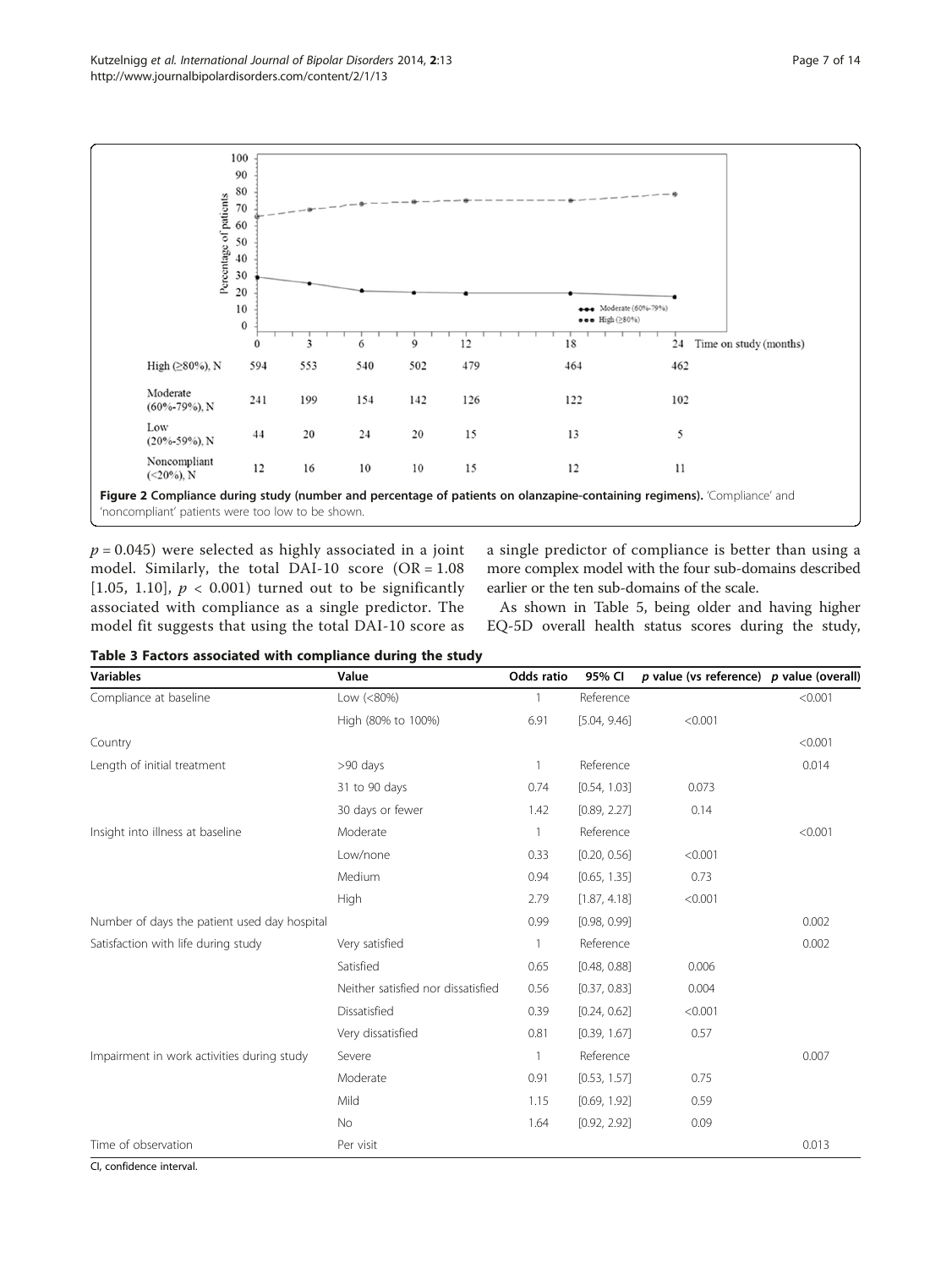| | 0 | 3 | 6 | 9 | 12 | 18 | 24 |
|---|---|---|---|---|---|---|---|
| High (≥80%), N | 594 | 553 | 540 | 502 | 479 | 464 | 462 |
| Moderate (60%-79%), N | 241 | 199 | 154 | 142 | 126 | 122 | 102 |
| Low (20%-59%), N | 44 | 20 | 24 | 20 | 15 | 13 | 5 |
| Noncompliant (<20%), N | 12 | 16 | 10 | 10 | 15 | 12 | 11 |

**Figure 2 Compliance during study (number and percentage of patients on olanzapine-containing regimens).** 'Compliance' and 'noncompliant' patients were too low to be shown.

$p = 0.045$) were selected as highly associated in a joint model. Similarly, the total DAI-10 score (OR = 1.08 [1.05, 1.10], $p < 0.001$) turned out to be significantly associated with compliance as a single predictor. The model fit suggests that using the total DAI-10 score as a single predictor of compliance is better than using a more complex model with the four sub-domains described earlier or the ten sub-domains of the scale.

As shown in Table 5, being older and having higher EQ-5D overall health status scores during the study,

**Table 3 Factors associated with compliance during the study**

| Variables | Value | Odds ratio | 95% CI | *p* value (vs reference) | *p* value (overall) |
|---|---|---|---|---|---|
| Compliance at baseline | Low (<80%) | 1 | Reference | | <0.001 |
| | High (80% to 100%) | 6.91 | [5.04, 9.46] | <0.001 | |
| Country | | | | | <0.001 |
| Length of initial treatment | >90 days | 1 | Reference | | 0.014 |
| | 31 to 90 days | 0.74 | [0.54, 1.03] | 0.073 | |
| | 30 days or fewer | 1.42 | [0.89, 2.27] | 0.14 | |
| Insight into illness at baseline | Moderate | 1 | Reference | | <0.001 |
| | Low/none | 0.33 | [0.20, 0.56] | <0.001 | |
| | Medium | 0.94 | [0.65, 1.35] | 0.73 | |
| | High | 2.79 | [1.87, 4.18] | <0.001 | |
| Number of days the patient used day hospital | | 0.99 | [0.98, 0.99] | | 0.002 |
| Satisfaction with life during study | Very satisfied | 1 | Reference | | 0.002 |
| | Satisfied | 0.65 | [0.48, 0.88] | 0.006 | |
| | Neither satisfied nor dissatisfied | 0.56 | [0.37, 0.83] | 0.004 | |
| | Dissatisfied | 0.39 | [0.24, 0.62] | <0.001 | |
| | Very dissatisfied | 0.81 | [0.39, 1.67] | 0.57 | |
| Impairment in work activities during study | Severe | 1 | Reference | | 0.007 |
| | Moderate | 0.91 | [0.53, 1.57] | 0.75 | |
| | Mild | 1.15 | [0.69, 1.92] | 0.59 | |
| | No | 1.64 | [0.92, 2.92] | 0.09 | |
| Time of observation | Per visit | | | | 0.013 |

CI, confidence interval.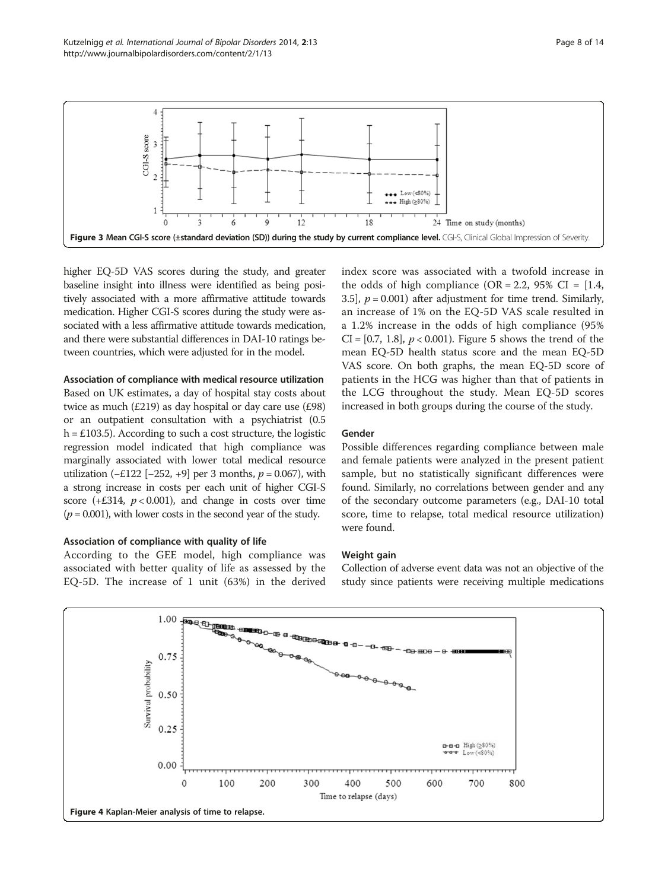Figure 3 Mean CGI-S score (±standard deviation (SD)) during the study by current compliance level. CGI-S, Clinical Global Impression of Severity.

higher EQ-5D VAS scores during the study, and greater baseline insight into illness were identified as being positively associated with a more affirmative attitude towards medication. Higher CGI-S scores during the study were associated with a less affirmative attitude towards medication, and there were substantial differences in DAI-10 ratings between countries, which were adjusted for in the model.

#### Association of compliance with medical resource utilization

Based on UK estimates, a day of hospital stay costs about twice as much (£219) as day hospital or day care use (£98) or an outpatient consultation with a psychiatrist (0.5 h = £103.5). According to such a cost structure, the logistic regression model indicated that high compliance was marginally associated with lower total medical resource utilization (−£122 [−252, +9] per 3 months, $p = 0.067$), with a strong increase in costs per each unit of higher CGI-S score (+£314, $p < 0.001$), and change in costs over time ($p = 0.001$), with lower costs in the second year of the study.

#### Association of compliance with quality of life

According to the GEE model, high compliance was associated with better quality of life as assessed by the EQ-5D. The increase of 1 unit (63%) in the derived index score was associated with a twofold increase in the odds of high compliance (OR = 2.2, 95% CI = [1.4, 3.5], $p = 0.001$) after adjustment for time trend. Similarly, an increase of 1% on the EQ-5D VAS scale resulted in a 1.2% increase in the odds of high compliance (95% CI = [0.7, 1.8], $p < 0.001$). Figure 5 shows the trend of the mean EQ-5D health status score and the mean EQ-5D VAS score. On both graphs, the mean EQ-5D score of patients in the HCG was higher than that of patients in the LCG throughout the study. Mean EQ-5D scores increased in both groups during the course of the study.

#### Gender

Possible differences regarding compliance between male and female patients were analyzed in the present patient sample, but no statistically significant differences were found. Similarly, no correlations between gender and any of the secondary outcome parameters (e.g., DAI-10 total score, time to relapse, total medical resource utilization) were found.

#### Weight gain

Collection of adverse event data was not an objective of the study since patients were receiving multiple medications

Figure 4 Kaplan-Meier analysis of time to relapse.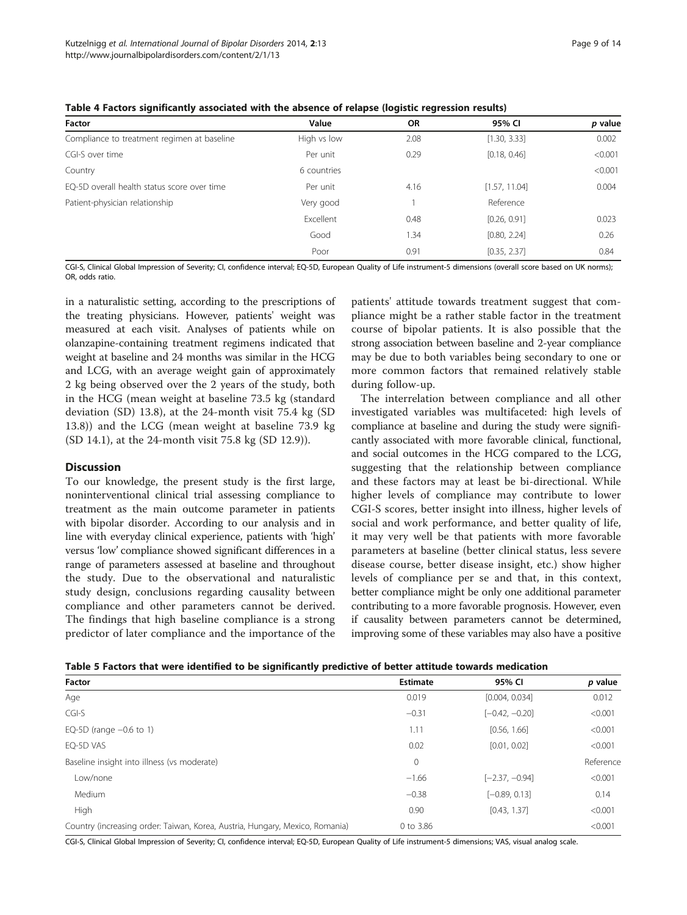**Table 4 Factors significantly associated with the absence of relapse (logistic regression results)**

| Factor | Value | OR | 95% CI | *p* value |
|---|---|---|---|---|
| Compliance to treatment regimen at baseline | High vs low | 2.08 | [1.30, 3.33] | 0.002 |
| CGI-S over time | Per unit | 0.29 | [0.18, 0.46] | <0.001 |
| Country | 6 countries | | | <0.001 |
| EQ-5D overall health status score over time | Per unit | 4.16 | [1.57, 11.04] | 0.004 |
| Patient-physician relationship | Very good | 1 | Reference | |
| | Excellent | 0.48 | [0.26, 0.91] | 0.023 |
| | Good | 1.34 | [0.80, 2.24] | 0.26 |
| | Poor | 0.91 | [0.35, 2.37] | 0.84 |

CGI-S, Clinical Global Impression of Severity; CI, confidence interval; EQ-5D, European Quality of Life instrument-5 dimensions (overall score based on UK norms); OR, odds ratio.

in a naturalistic setting, according to the prescriptions of the treating physicians. However, patients' weight was measured at each visit. Analyses of patients while on olanzapine-containing treatment regimens indicated that weight at baseline and 24 months was similar in the HCG and LCG, with an average weight gain of approximately 2 kg being observed over the 2 years of the study, both in the HCG (mean weight at baseline 73.5 kg (standard deviation (SD) 13.8), at the 24-month visit 75.4 kg (SD 13.8)) and the LCG (mean weight at baseline 73.9 kg (SD 14.1), at the 24-month visit 75.8 kg (SD 12.9)).

## Discussion

To our knowledge, the present study is the first large, noninterventional clinical trial assessing compliance to treatment as the main outcome parameter in patients with bipolar disorder. According to our analysis and in line with everyday clinical experience, patients with 'high' versus 'low' compliance showed significant differences in a range of parameters assessed at baseline and throughout the study. Due to the observational and naturalistic study design, conclusions regarding causality between compliance and other parameters cannot be derived. The findings that high baseline compliance is a strong predictor of later compliance and the importance of the patients' attitude towards treatment suggest that compliance might be a rather stable factor in the treatment course of bipolar patients. It is also possible that the strong association between baseline and 2-year compliance may be due to both variables being secondary to one or more common factors that remained relatively stable during follow-up.

The interrelation between compliance and all other investigated variables was multifaceted: high levels of compliance at baseline and during the study were significantly associated with more favorable clinical, functional, and social outcomes in the HCG compared to the LCG, suggesting that the relationship between compliance and these factors may at least be bi-directional. While higher levels of compliance may contribute to lower CGI-S scores, better insight into illness, higher levels of social and work performance, and better quality of life, it may very well be that patients with more favorable parameters at baseline (better clinical status, less severe disease course, better disease insight, etc.) show higher levels of compliance per se and that, in this context, better compliance might be only one additional parameter contributing to a more favorable prognosis. However, even if causality between parameters cannot be determined, improving some of these variables may also have a positive

**Table 5 Factors that were identified to be significantly predictive of better attitude towards medication**

| Factor | Estimate | 95% CI | *p* value |
|---|---|---|---|
| Age | 0.019 | [0.004, 0.034] | 0.012 |
| CGI-S | −0.31 | [−0.42, −0.20] | <0.001 |
| EQ-5D (range −0.6 to 1) | 1.11 | [0.56, 1.66] | <0.001 |
| EQ-5D VAS | 0.02 | [0.01, 0.02] | <0.001 |
| Baseline insight into illness (vs moderate) | 0 | | Reference |
| Low/none | −1.66 | [−2.37, −0.94] | <0.001 |
| Medium | −0.38 | [−0.89, 0.13] | 0.14 |
| High | 0.90 | [0.43, 1.37] | <0.001 |
| Country (increasing order: Taiwan, Korea, Austria, Hungary, Mexico, Romania) | 0 to 3.86 | | <0.001 |

CGI-S, Clinical Global Impression of Severity; CI, confidence interval; EQ-5D, European Quality of Life instrument-5 dimensions; VAS, visual analog scale.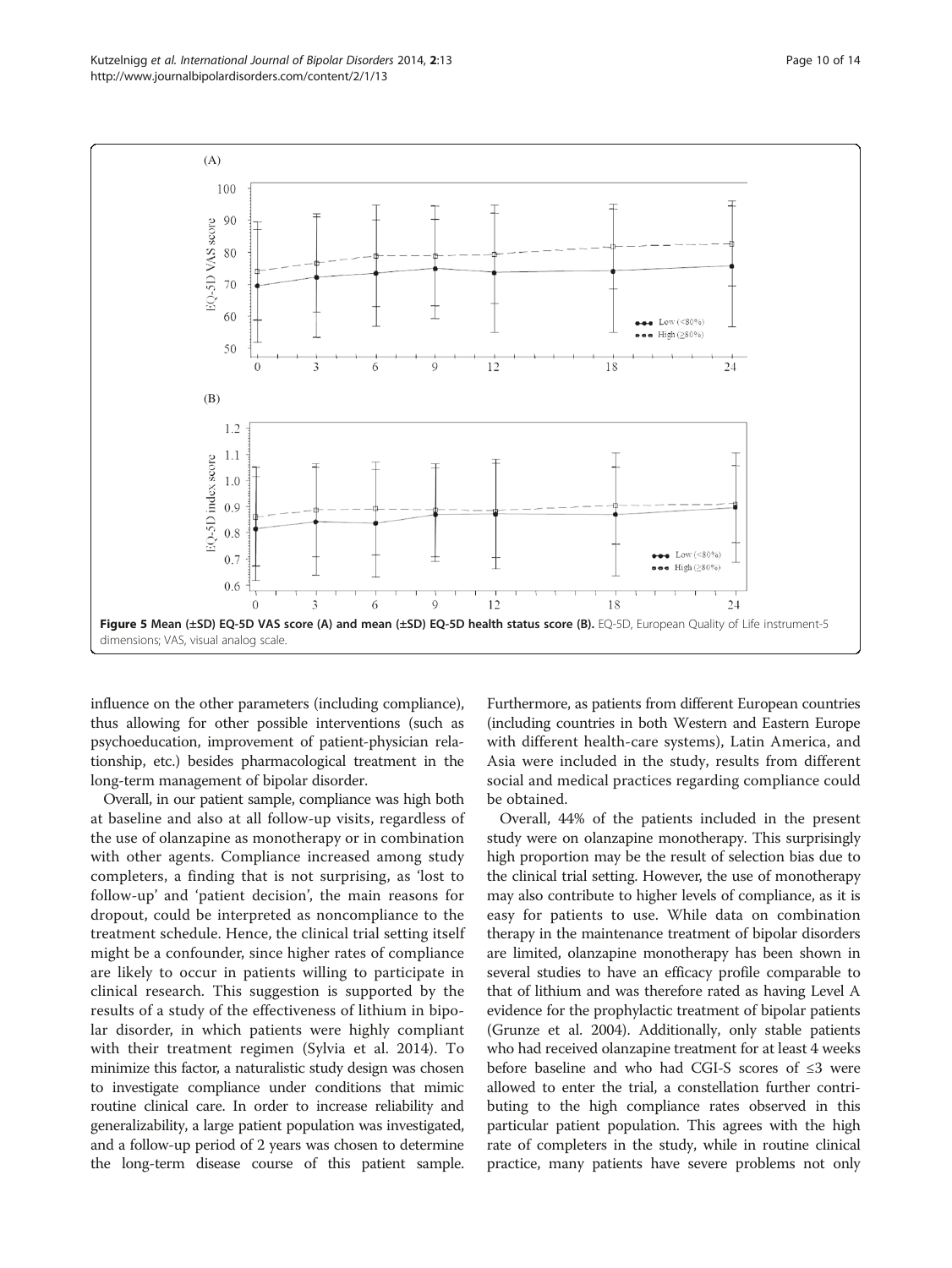(A)

100
90
80
70
60
50
EQ-5D VAS score
0 3 6 9 12 18 24
Low (<80%)
High (≥80%)

(B)

1.2
1.1
1.0
0.9
0.8
0.7
0.6
EQ-5D index score
0 3 6 9 12 18 24
Low (<80%)
High (≥80%)

**Figure 5 Mean (±SD) EQ-5D VAS score (A) and mean (±SD) EQ-5D health status score (B).** EQ-5D, European Quality of Life instrument-5 dimensions; VAS, visual analog scale.

influence on the other parameters (including compliance), thus allowing for other possible interventions (such as psychoeducation, improvement of patient-physician relationship, etc.) besides pharmacological treatment in the long-term management of bipolar disorder.

Overall, in our patient sample, compliance was high both at baseline and also at all follow-up visits, regardless of the use of olanzapine as monotherapy or in combination with other agents. Compliance increased among study completers, a finding that is not surprising, as 'lost to follow-up' and 'patient decision', the main reasons for dropout, could be interpreted as noncompliance to the treatment schedule. Hence, the clinical trial setting itself might be a confounder, since higher rates of compliance are likely to occur in patients willing to participate in clinical research. This suggestion is supported by the results of a study of the effectiveness of lithium in bipolar disorder, in which patients were highly compliant with their treatment regimen (Sylvia et al. 2014). To minimize this factor, a naturalistic study design was chosen to investigate compliance under conditions that mimic routine clinical care. In order to increase reliability and generalizability, a large patient population was investigated, and a follow-up period of 2 years was chosen to determine the long-term disease course of this patient sample. Furthermore, as patients from different European countries (including countries in both Western and Eastern Europe with different health-care systems), Latin America, and Asia were included in the study, results from different social and medical practices regarding compliance could be obtained.

Overall, 44% of the patients included in the present study were on olanzapine monotherapy. This surprisingly high proportion may be the result of selection bias due to the clinical trial setting. However, the use of monotherapy may also contribute to higher levels of compliance, as it is easy for patients to use. While data on combination therapy in the maintenance treatment of bipolar disorders are limited, olanzapine monotherapy has been shown in several studies to have an efficacy profile comparable to that of lithium and was therefore rated as having Level A evidence for the prophylactic treatment of bipolar patients (Grunze et al. 2004). Additionally, only stable patients who had received olanzapine treatment for at least 4 weeks before baseline and who had CGI-S scores of ≤3 were allowed to enter the trial, a constellation further contributing to the high compliance rates observed in this particular patient population. This agrees with the high rate of completers in the study, while in routine clinical practice, many patients have severe problems not only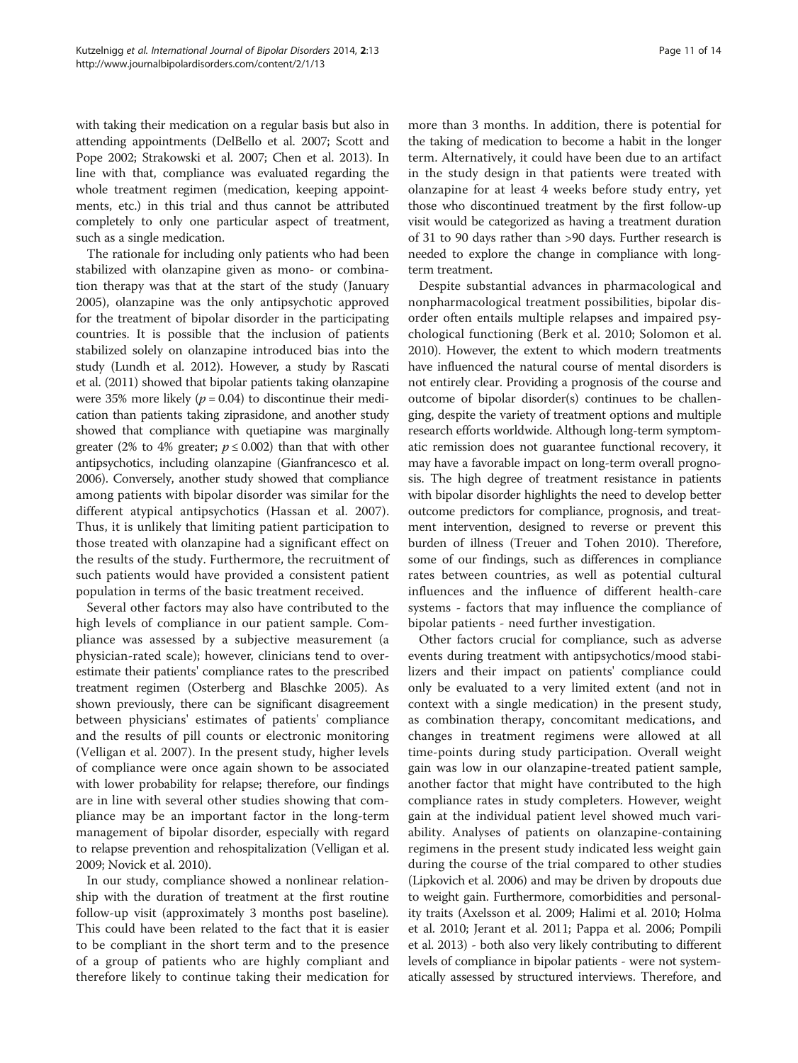with taking their medication on a regular basis but also in attending appointments (DelBello et al. 2007; Scott and Pope 2002; Strakowski et al. 2007; Chen et al. 2013). In line with that, compliance was evaluated regarding the whole treatment regimen (medication, keeping appointments, etc.) in this trial and thus cannot be attributed completely to only one particular aspect of treatment, such as a single medication.

The rationale for including only patients who had been stabilized with olanzapine given as mono- or combination therapy was that at the start of the study (January 2005), olanzapine was the only antipsychotic approved for the treatment of bipolar disorder in the participating countries. It is possible that the inclusion of patients stabilized solely on olanzapine introduced bias into the study (Lundh et al. 2012). However, a study by Rascati et al. (2011) showed that bipolar patients taking olanzapine were 35% more likely ($p = 0.04$) to discontinue their medication than patients taking ziprasidone, and another study showed that compliance with quetiapine was marginally greater (2% to 4% greater; $p \leq 0.002$) than that with other antipsychotics, including olanzapine (Gianfrancesco et al. 2006). Conversely, another study showed that compliance among patients with bipolar disorder was similar for the different atypical antipsychotics (Hassan et al. 2007). Thus, it is unlikely that limiting patient participation to those treated with olanzapine had a significant effect on the results of the study. Furthermore, the recruitment of such patients would have provided a consistent patient population in terms of the basic treatment received.

Several other factors may also have contributed to the high levels of compliance in our patient sample. Compliance was assessed by a subjective measurement (a physician-rated scale); however, clinicians tend to overestimate their patients' compliance rates to the prescribed treatment regimen (Osterberg and Blaschke 2005). As shown previously, there can be significant disagreement between physicians' estimates of patients' compliance and the results of pill counts or electronic monitoring (Velligan et al. 2007). In the present study, higher levels of compliance were once again shown to be associated with lower probability for relapse; therefore, our findings are in line with several other studies showing that compliance may be an important factor in the long-term management of bipolar disorder, especially with regard to relapse prevention and rehospitalization (Velligan et al. 2009; Novick et al. 2010).

In our study, compliance showed a nonlinear relationship with the duration of treatment at the first routine follow-up visit (approximately 3 months post baseline). This could have been related to the fact that it is easier to be compliant in the short term and to the presence of a group of patients who are highly compliant and therefore likely to continue taking their medication for more than 3 months. In addition, there is potential for the taking of medication to become a habit in the longer term. Alternatively, it could have been due to an artifact in the study design in that patients were treated with olanzapine for at least 4 weeks before study entry, yet those who discontinued treatment by the first follow-up visit would be categorized as having a treatment duration of 31 to 90 days rather than >90 days. Further research is needed to explore the change in compliance with long-term treatment.

Despite substantial advances in pharmacological and nonpharmacological treatment possibilities, bipolar disorder often entails multiple relapses and impaired psychological functioning (Berk et al. 2010; Solomon et al. 2010). However, the extent to which modern treatments have influenced the natural course of mental disorders is not entirely clear. Providing a prognosis of the course and outcome of bipolar disorder(s) continues to be challenging, despite the variety of treatment options and multiple research efforts worldwide. Although long-term symptomatic remission does not guarantee functional recovery, it may have a favorable impact on long-term overall prognosis. The high degree of treatment resistance in patients with bipolar disorder highlights the need to develop better outcome predictors for compliance, prognosis, and treatment intervention, designed to reverse or prevent this burden of illness (Treuer and Tohen 2010). Therefore, some of our findings, such as differences in compliance rates between countries, as well as potential cultural influences and the influence of different health-care systems - factors that may influence the compliance of bipolar patients - need further investigation.

Other factors crucial for compliance, such as adverse events during treatment with antipsychotics/mood stabilizers and their impact on patients' compliance could only be evaluated to a very limited extent (and not in context with a single medication) in the present study, as combination therapy, concomitant medications, and changes in treatment regimens were allowed at all time-points during study participation. Overall weight gain was low in our olanzapine-treated patient sample, another factor that might have contributed to the high compliance rates in study completers. However, weight gain at the individual patient level showed much variability. Analyses of patients on olanzapine-containing regimens in the present study indicated less weight gain during the course of the trial compared to other studies (Lipkovich et al. 2006) and may be driven by dropouts due to weight gain. Furthermore, comorbidities and personality traits (Axelsson et al. 2009; Halimi et al. 2010; Holma et al. 2010; Jerant et al. 2011; Pappa et al. 2006; Pompili et al. 2013) - both also very likely contributing to different levels of compliance in bipolar patients - were not systematically assessed by structured interviews. Therefore, and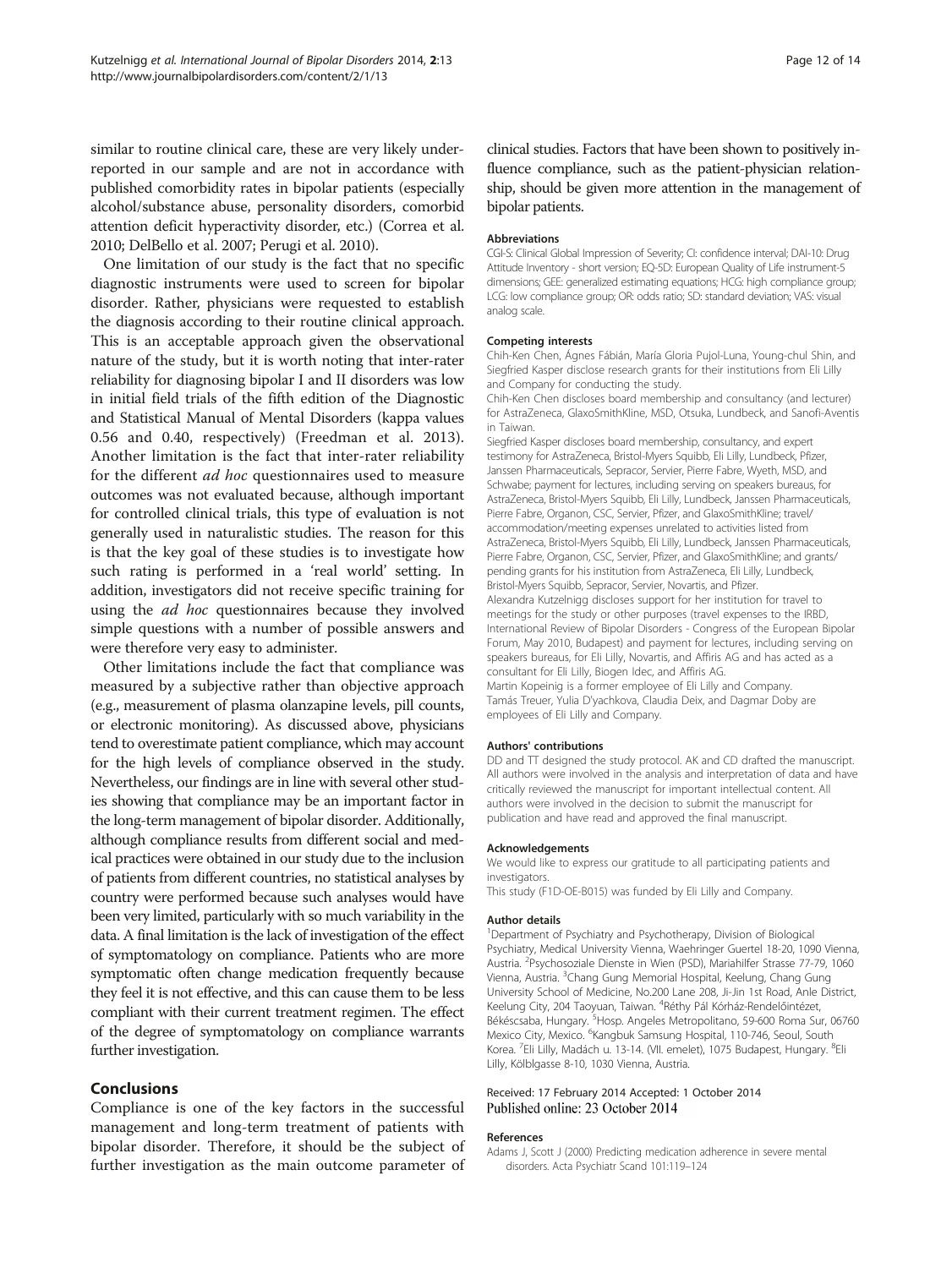similar to routine clinical care, these are very likely underreported in our sample and are not in accordance with published comorbidity rates in bipolar patients (especially alcohol/substance abuse, personality disorders, comorbid attention deficit hyperactivity disorder, etc.) (Correa et al. 2010; DelBello et al. 2007; Perugi et al. 2010).

One limitation of our study is the fact that no specific diagnostic instruments were used to screen for bipolar disorder. Rather, physicians were requested to establish the diagnosis according to their routine clinical approach. This is an acceptable approach given the observational nature of the study, but it is worth noting that inter-rater reliability for diagnosing bipolar I and II disorders was low in initial field trials of the fifth edition of the Diagnostic and Statistical Manual of Mental Disorders (kappa values 0.56 and 0.40, respectively) (Freedman et al. 2013). Another limitation is the fact that inter-rater reliability for the different *ad hoc* questionnaires used to measure outcomes was not evaluated because, although important for controlled clinical trials, this type of evaluation is not generally used in naturalistic studies. The reason for this is that the key goal of these studies is to investigate how such rating is performed in a 'real world' setting. In addition, investigators did not receive specific training for using the *ad hoc* questionnaires because they involved simple questions with a number of possible answers and were therefore very easy to administer.

Other limitations include the fact that compliance was measured by a subjective rather than objective approach (e.g., measurement of plasma olanzapine levels, pill counts, or electronic monitoring). As discussed above, physicians tend to overestimate patient compliance, which may account for the high levels of compliance observed in the study. Nevertheless, our findings are in line with several other studies showing that compliance may be an important factor in the long-term management of bipolar disorder. Additionally, although compliance results from different social and medical practices were obtained in our study due to the inclusion of patients from different countries, no statistical analyses by country were performed because such analyses would have been very limited, particularly with so much variability in the data. A final limitation is the lack of investigation of the effect of symptomatology on compliance. Patients who are more symptomatic often change medication frequently because they feel it is not effective, and this can cause them to be less compliant with their current treatment regimen. The effect of the degree of symptomatology on compliance warrants further investigation.

## Conclusions

Compliance is one of the key factors in the successful management and long-term treatment of patients with bipolar disorder. Therefore, it should be the subject of further investigation as the main outcome parameter of clinical studies. Factors that have been shown to positively influence compliance, such as the patient-physician relationship, should be given more attention in the management of bipolar patients.

#### Abbreviations

CGI-S: Clinical Global Impression of Severity; CI: confidence interval; DAI-10: Drug Attitude Inventory - short version; EQ-5D: European Quality of Life instrument-5 dimensions; GEE: generalized estimating equations; HCG: high compliance group; LCG: low compliance group; OR: odds ratio; SD: standard deviation; VAS: visual analog scale.

#### Competing interests

Chih-Ken Chen, Ágnes Fábián, María Gloria Pujol-Luna, Young-chul Shin, and Siegfried Kasper disclose research grants for their institutions from Eli Lilly and Company for conducting the study.

Chih-Ken Chen discloses board membership and consultancy (and lecturer) for AstraZeneca, GlaxoSmithKline, MSD, Otsuka, Lundbeck, and Sanofi-Aventis in Taiwan.

Siegfried Kasper discloses board membership, consultancy, and expert testimony for AstraZeneca, Bristol-Myers Squibb, Eli Lilly, Lundbeck, Pfizer, Janssen Pharmaceuticals, Sepracor, Servier, Pierre Fabre, Wyeth, MSD, and Schwabe; payment for lectures, including serving on speakers bureaus, for AstraZeneca, Bristol-Myers Squibb, Eli Lilly, Lundbeck, Janssen Pharmaceuticals, Pierre Fabre, Organon, CSC, Servier, Pfizer, and GlaxoSmithKline; travel/accommodation/meeting expenses unrelated to activities listed from AstraZeneca, Bristol-Myers Squibb, Eli Lilly, Lundbeck, Janssen Pharmaceuticals, Pierre Fabre, Organon, CSC, Servier, Pfizer, and GlaxoSmithKline; and grants/pending grants for his institution from AstraZeneca, Eli Lilly, Lundbeck, Bristol-Myers Squibb, Sepracor, Servier, Novartis, and Pfizer.

Alexandra Kutzelnigg discloses support for her institution for travel to meetings for the study or other purposes (travel expenses to the IRBD, International Review of Bipolar Disorders - Congress of the European Bipolar Forum, May 2010, Budapest) and payment for lectures, including serving on speakers bureaus, for Eli Lilly, Novartis, and Affiris AG and has acted as a consultant for Eli Lilly, Biogen Idec, and Affiris AG.

Martin Kopeinig is a former employee of Eli Lilly and Company.

Tamás Treuer, Yulia D'yachkova, Claudia Deix, and Dagmar Doby are employees of Eli Lilly and Company.

#### Authors' contributions

DD and TT designed the study protocol. AK and CD drafted the manuscript. All authors were involved in the analysis and interpretation of data and have critically reviewed the manuscript for important intellectual content. All authors were involved in the decision to submit the manuscript for publication and have read and approved the final manuscript.

#### Acknowledgements

We would like to express our gratitude to all participating patients and investigators.

This study (F1D-OE-B015) was funded by Eli Lilly and Company.

#### Author details

[1]Department of Psychiatry and Psychotherapy, Division of Biological Psychiatry, Medical University Vienna, Waehringer Guertel 18-20, 1090 Vienna, Austria. [2]Psychosoziale Dienste in Wien (PSD), Mariahilfer Strasse 77-79, 1060 Vienna, Austria. [3]Chang Gung Memorial Hospital, Keelung, Chang Gung University School of Medicine, No.200 Lane 208, Ji-Jin 1st Road, Anle District, Keelung City, 204 Taoyuan, Taiwan. [4]Réthy Pál Kórház-Rendelőintézet, Békéscsaba, Hungary. [5]Hosp. Angeles Metropolitano, 59-600 Roma Sur, 06760 Mexico City, Mexico. [6]Kangbuk Samsung Hospital, 110-746, Seoul, South Korea. [7]Eli Lilly, Madách u. 13-14. (VII. emelet), 1075 Budapest, Hungary. [8]Eli Lilly, Kölblgasse 8-10, 1030 Vienna, Austria.

Received: 17 February 2014 Accepted: 1 October 2014
Published online: 23 October 2014

#### References

Adams J, Scott J (2000) Predicting medication adherence in severe mental disorders. Acta Psychiatr Scand 101:119–124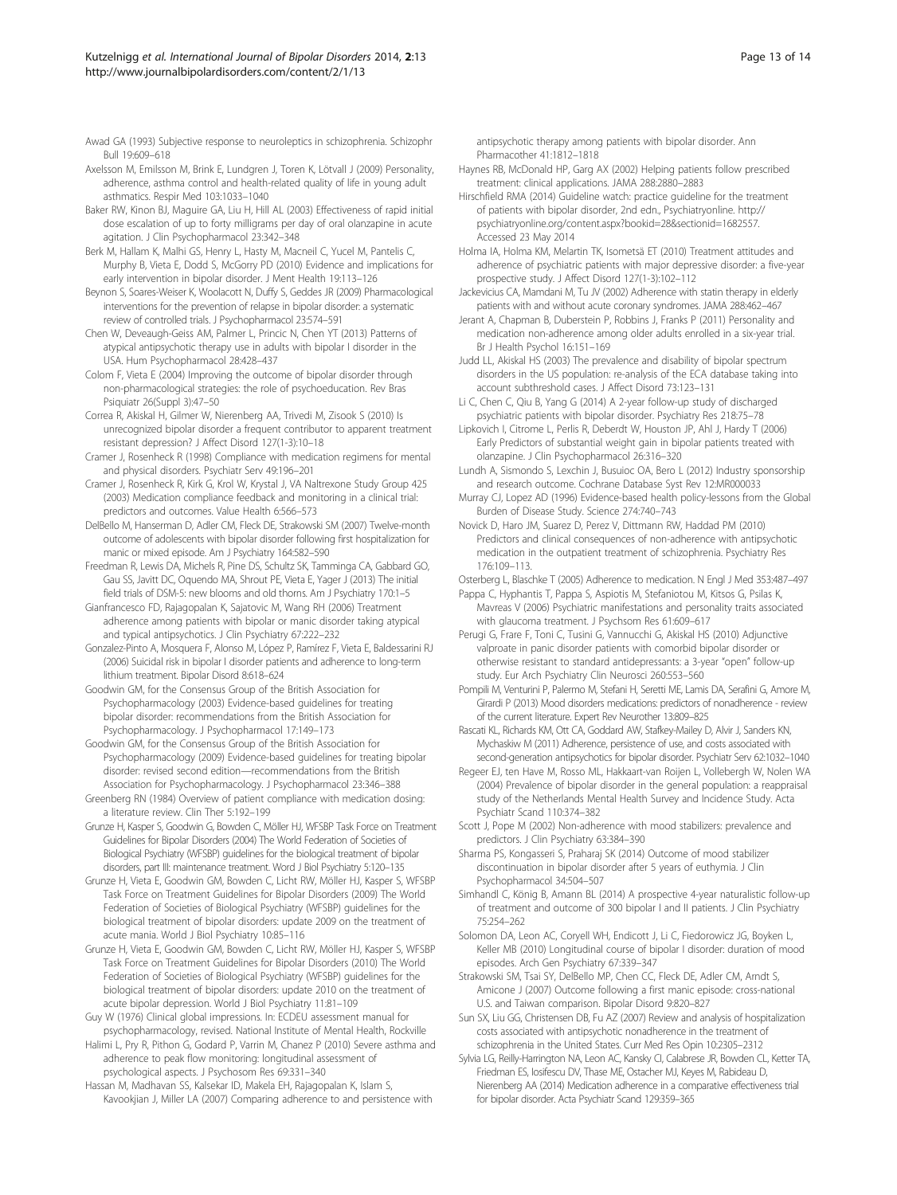Awad GA (1993) Subjective response to neuroleptics in schizophrenia. Schizophr Bull 19:609–618

Axelsson M, Emilsson M, Brink E, Lundgren J, Toren K, Lötvall J (2009) Personality, adherence, asthma control and health-related quality of life in young adult asthmatics. Respir Med 103:1033–1040

Baker RW, Kinon BJ, Maguire GA, Liu H, Hill AL (2003) Effectiveness of rapid initial dose escalation of up to forty milligrams per day of oral olanzapine in acute agitation. J Clin Psychopharmacol 23:342–348

Berk M, Hallam K, Malhi GS, Henry L, Hasty M, Macneil C, Yucel M, Pantelis C, Murphy B, Vieta E, Dodd S, McGorry PD (2010) Evidence and implications for early intervention in bipolar disorder. J Ment Health 19:113–126

Beynon S, Soares-Weiser K, Woolacott N, Duffy S, Geddes JR (2009) Pharmacological interventions for the prevention of relapse in bipolar disorder: a systematic review of controlled trials. J Psychopharmacol 23:574–591

Chen W, Deveaugh-Geiss AM, Palmer L, Princic N, Chen YT (2013) Patterns of atypical antipsychotic therapy use in adults with bipolar I disorder in the USA. Hum Psychopharmacol 28:428–437

Colom F, Vieta E (2004) Improving the outcome of bipolar disorder through non-pharmacological strategies: the role of psychoeducation. Rev Bras Psiquiatr 26(Suppl 3):47–50

Correa R, Akiskal H, Gilmer W, Nierenberg AA, Trivedi M, Zisook S (2010) Is unrecognized bipolar disorder a frequent contributor to apparent treatment resistant depression? J Affect Disord 127(1-3):10–18

Cramer J, Rosenheck R (1998) Compliance with medication regimens for mental and physical disorders. Psychiatr Serv 49:196–201

Cramer J, Rosenheck R, Kirk G, Krol W, Krystal J, VA Naltrexone Study Group 425 (2003) Medication compliance feedback and monitoring in a clinical trial: predictors and outcomes. Value Health 6:566–573

DelBello M, Hanserman D, Adler CM, Fleck DE, Strakowski SM (2007) Twelve-month outcome of adolescents with bipolar disorder following first hospitalization for manic or mixed episode. Am J Psychiatry 164:582–590

Freedman R, Lewis DA, Michels R, Pine DS, Schultz SK, Tamminga CA, Gabbard GO, Gau SS, Javitt DC, Oquendo MA, Shrout PE, Vieta E, Yager J (2013) The initial field trials of DSM-5: new blooms and old thorns. Am J Psychiatry 170:1–5

Gianfrancesco FD, Rajagopalan K, Sajatovic M, Wang RH (2006) Treatment adherence among patients with bipolar or manic disorder taking atypical and typical antipsychotics. J Clin Psychiatry 67:222–232

Gonzalez-Pinto A, Mosquera F, Alonso M, López P, Ramírez F, Vieta E, Baldessarini RJ (2006) Suicidal risk in bipolar I disorder patients and adherence to long-term lithium treatment. Bipolar Disord 8:618–624

Goodwin GM, for the Consensus Group of the British Association for Psychopharmacology (2003) Evidence-based guidelines for treating bipolar disorder: recommendations from the British Association for Psychopharmacology. J Psychopharmacol 17:149–173

Goodwin GM, for the Consensus Group of the British Association for Psychopharmacology (2009) Evidence-based guidelines for treating bipolar disorder: revised second edition—recommendations from the British Association for Psychopharmacology. J Psychopharmacol 23:346–388

Greenberg RN (1984) Overview of patient compliance with medication dosing: a literature review. Clin Ther 5:192–199

Grunze H, Kasper S, Goodwin G, Bowden C, Möller HJ, WFSBP Task Force on Treatment Guidelines for Bipolar Disorders (2004) The World Federation of Societies of Biological Psychiatry (WFSBP) guidelines for the biological treatment of bipolar disorders, part III: maintenance treatment. Word J Biol Psychiatry 5:120–135

Grunze H, Vieta E, Goodwin GM, Bowden C, Licht RW, Möller HJ, Kasper S, WFSBP Task Force on Treatment Guidelines for Bipolar Disorders (2009) The World Federation of Societies of Biological Psychiatry (WFSBP) guidelines for the biological treatment of bipolar disorders: update 2009 on the treatment of acute mania. World J Biol Psychiatry 10:85–116

Grunze H, Vieta E, Goodwin GM, Bowden C, Licht RW, Möller HJ, Kasper S, WFSBP Task Force on Treatment Guidelines for Bipolar Disorders (2010) The World Federation of Societies of Biological Psychiatry (WFSBP) guidelines for the biological treatment of bipolar disorders: update 2010 on the treatment of acute bipolar depression. World J Biol Psychiatry 11:81–109

Guy W (1976) Clinical global impressions. In: ECDEU assessment manual for psychopharmacology, revised. National Institute of Mental Health, Rockville

Halimi L, Pry R, Pithon G, Godard P, Varrin M, Chanez P (2010) Severe asthma and adherence to peak flow monitoring: longitudinal assessment of psychological aspects. J Psychosom Res 69:331–340

Hassan M, Madhavan SS, Kalsekar ID, Makela EH, Rajagopalan K, Islam S, Kavookjian J, Miller LA (2007) Comparing adherence to and persistence with antipsychotic therapy among patients with bipolar disorder. Ann Pharmacother 41:1812–1818

Haynes RB, McDonald HP, Garg AX (2002) Helping patients follow prescribed treatment: clinical applications. JAMA 288:2880–2883

Hirschfield RMA (2014) Guideline watch: practice guideline for the treatment of patients with bipolar disorder, 2nd edn., Psychiatryonline. http://psychiatryonline.org/content.aspx?bookid=28&sectionid=1682557. Accessed 23 May 2014

Holma IA, Holma KM, Melartin TK, Isometsä ET (2010) Treatment attitudes and adherence of psychiatric patients with major depressive disorder: a five-year prospective study. J Affect Disord 127(1-3):102–112

Jackevicius CA, Mamdani M, Tu JV (2002) Adherence with statin therapy in elderly patients with and without acute coronary syndromes. JAMA 288:462–467

Jerant A, Chapman B, Duberstein P, Robbins J, Franks P (2011) Personality and medication non-adherence among older adults enrolled in a six-year trial. Br J Health Psychol 16:151–169

Judd LL, Akiskal HS (2003) The prevalence and disability of bipolar spectrum disorders in the US population: re-analysis of the ECA database taking into account subthreshold cases. J Affect Disord 73:123–131

Li C, Chen C, Qiu B, Yang G (2014) A 2-year follow-up study of discharged psychiatric patients with bipolar disorder. Psychiatry Res 218:75–78

Lipkovich I, Citrome L, Perlis R, Deberdt W, Houston JP, Ahl J, Hardy T (2006) Early Predictors of substantial weight gain in bipolar patients treated with olanzapine. J Clin Psychopharmacol 26:316–320

Lundh A, Sismondo S, Lexchin J, Busuioc OA, Bero L (2012) Industry sponsorship and research outcome. Cochrane Database Syst Rev 12:MR000033

Murray CJ, Lopez AD (1996) Evidence-based health policy-lessons from the Global Burden of Disease Study. Science 274:740–743

Novick D, Haro JM, Suarez D, Perez V, Dittmann RW, Haddad PM (2010) Predictors and clinical consequences of non-adherence with antipsychotic medication in the outpatient treatment of schizophrenia. Psychiatry Res 176:109–113.

Osterberg L, Blaschke T (2005) Adherence to medication. N Engl J Med 353:487–497

Pappa C, Hyphantis T, Pappa S, Aspiotis M, Stefaniotou M, Kitsos G, Psilas K, Mavreas V (2006) Psychiatric manifestations and personality traits associated with glaucoma treatment. J Psychsom Res 61:609–617

Perugi G, Frare F, Toni C, Tusini G, Vannucchi G, Akiskal HS (2010) Adjunctive valproate in panic disorder patients with comorbid bipolar disorder or otherwise resistant to standard antidepressants: a 3-year "open" follow-up study. Eur Arch Psychiatry Clin Neurosci 260:553–560

Pompili M, Venturini P, Palermo M, Stefani H, Seretti ME, Lamis DA, Serafini G, Amore M, Girardi P (2013) Mood disorders medications: predictors of nonadherence - review of the current literature. Expert Rev Neurother 13:809–825

Rascati KL, Richards KM, Ott CA, Goddard AW, Stafkey-Mailey D, Alvir J, Sanders KN, Mychaskiw M (2011) Adherence, persistence of use, and costs associated with second-generation antipsychotics for bipolar disorder. Psychiatr Serv 62:1032–1040

Regeer EJ, ten Have M, Rosso ML, Hakkaart-van Roijen L, Vollebergh W, Nolen WA (2004) Prevalence of bipolar disorder in the general population: a reappraisal study of the Netherlands Mental Health Survey and Incidence Study. Acta Psychiatr Scand 110:374–382

Scott J, Pope M (2002) Non-adherence with mood stabilizers: prevalence and predictors. J Clin Psychiatry 63:384–390

Sharma PS, Kongasseri S, Praharaj SK (2014) Outcome of mood stabilizer discontinuation in bipolar disorder after 5 years of euthymia. J Clin Psychopharmacol 34:504–507

Simhandl C, König B, Amann BL (2014) A prospective 4-year naturalistic follow-up of treatment and outcome of 300 bipolar I and II patients. J Clin Psychiatry 75:254–262

Solomon DA, Leon AC, Coryell WH, Endicott J, Li C, Fiedorowicz JG, Boyken L, Keller MB (2010) Longitudinal course of bipolar I disorder: duration of mood episodes. Arch Gen Psychiatry 67:339–347

Strakowski SM, Tsai SY, DelBello MP, Chen CC, Fleck DE, Adler CM, Arndt S, Amicone J (2007) Outcome following a first manic episode: cross-national U.S. and Taiwan comparison. Bipolar Disord 9:820–827

Sun SX, Liu GG, Christensen DB, Fu AZ (2007) Review and analysis of hospitalization costs associated with antipsychotic nonadherence in the treatment of schizophrenia in the United States. Curr Med Res Opin 10:2305–2312

Sylvia LG, Reilly-Harrington NA, Leon AC, Kansky CI, Calabrese JR, Bowden CL, Ketter TA, Friedman ES, Iosifescu DV, Thase ME, Ostacher MJ, Keyes M, Rabideau D, Nierenberg AA (2014) Medication adherence in a comparative effectiveness trial for bipolar disorder. Acta Psychiatr Scand 129:359–365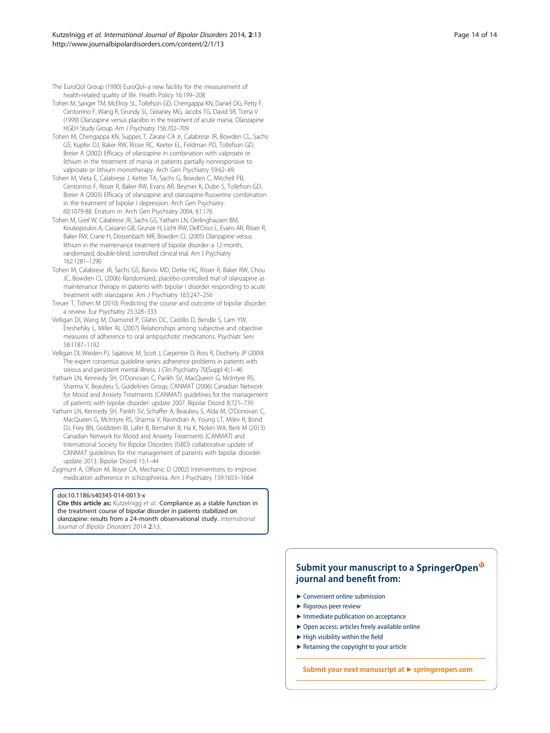The EuroQol Group (1990) EuroQol–a new facility for the measurement of health-related quality of life. Health Policy 16:199–208

Tohen M, Sanger TM, McElroy SL, Tollefson GD, Chengappa KN, Daniel DG, Petty F, Centorrino F, Wang R, Grundy SL, Greaney MG, Jacobs TG, David SR, Toma V (1999) Olanzapine versus placebo in the treatment of acute mania. Olanzapine HGEH Study Group. Am J Psychiatry 156:702–709

Tohen M, Chengappa KN, Suppes T, Zarate CA Jr, Calabrese JR, Bowden CL, Sachs GS, Kupfer DJ, Baker RW, Risser RC, Keeter EL, Feldman PD, Tollefson GD, Breier A (2002) Efficacy of olanzapine in combination with valproate or lithium in the treatment of mania in patients partially nonresponsive to valproate or lithium monotherapy. Arch Gen Psychiatry 59:62–69

Tohen M, Vieta E, Calabrese J, Ketter TA, Sachs G, Bowden C, Mitchell PB, Centorrino F, Risser R, Baker RW, Evans AR, Beymer K, Dube S, Tollefson GD, Breier A (2003) Efficacy of olanzapine and olanzapine-fluoxetine combination in the treatment of bipolar I depression. Arch Gen Psychiatry. 60:1079-88. Erratum in. Arch Gen Psychiatry 2004, 61:176

Tohen M, Greil W, Calabrese JR, Sachs GS, Yatham LN, Oerlinghausen BM, Koukopoulos A, Cassano GB, Grunze H, Licht RW, Dell'Osso L, Evans AR, Risser R, Baker RW, Crane H, Dossenbach MR, Bowden CL (2005) Olanzapine versus lithium in the maintenance treatment of bipolar disorder: a 12-month, randomized, double-blind, controlled clinical trial. Am J Psychiatry 162:1281–1290

Tohen M, Calabrese JR, Sachs GS, Banov MD, Detke HC, Risser R, Baker RW, Chou JC, Bowden CL (2006) Randomized, placebo-controlled trial of olanzapine as maintenance therapy in patients with bipolar I disorder responding to acute treatment with olanzapine. Am J Psychiatry 163:247–256

Treuer T, Tohen M (2010) Predicting the course and outcome of bipolar disorder: a review. Eur Psychiatry 25:328–333

Velligan DI, Wang M, Diamond P, Glahn DC, Castillo D, Bendle S, Lam YW, Ereshefsky L, Miller AL (2007) Relationships among subjective and objective measures of adherence to oral antipsychotic medications. Psychiatr Serv 58:1187–1192

Velligan DI, Weiden PJ, Sajatovic M, Scott J, Carpenter D, Ross R, Docherty JP (2009) The expert consensus guideline series: adherence problems in patients with serious and persistent mental illness. J Clin Psychiatry 70(Suppl 4):1–46

Yatham LN, Kennedy SH, O'Donovan C, Parikh SV, MacQueen G, McIntyre RS, Sharma V, Beaulieu S, Guidelines Group, CANMAT (2006) Canadian Network for Mood and Anxiety Treatments (CANMAT) guidelines for the management of patients with bipolar disorder: update 2007. Bipolar Disord 8:721–739

Yatham LN, Kennedy SH, Parikh SV, Schaffer A, Beaulieu S, Alda M, O'Donovan C, MacQueen G, McIntyre RS, Sharma V, Ravindran A, Young LT, Milev R, Bond DJ, Frey BN, Goldstein BI, Lafer B, Birmaher B, Ha K, Nolen WA, Berk M (2013) Canadian Network for Mood and Anxiety Treatments (CANMAT) and International Society for Bipolar Disorders (ISBD) collaborative update of CANMAT guidelines for the management of patients with bipolar disorder: update 2013. Bipolar Disord 15:1–44

Zygmunt A, Olfson M, Boyer CA, Mechanic D (2002) Interventions to improve medication adherence in schizophrenia. Am J Psychiatry 159:1653–1664

doi:10.1186/s40345-014-0013-x

**Cite this article as:** Kutzelnigg *et al.*: **Compliance as a stable function in the treatment course of bipolar disorder in patients stabilized on olanzapine: results from a 24-month observational study.** *International Journal of Bipolar Disorders* 2014 **2**:13.

**Submit your manuscript to a SpringerOpen journal and benefit from:**

- ► Convenient online submission
- ► Rigorous peer review
- ► Immediate publication on acceptance
- ► Open access: articles freely available online
- ► High visibility within the field
- ► Retaining the copyright to your article

**Submit your next manuscript at ► springeropen.com**